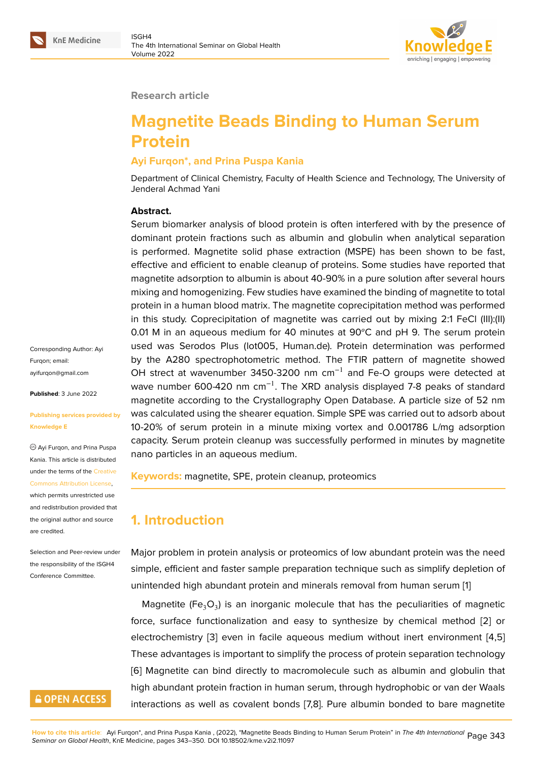Research article

# Magnetite Beads Binding to Human Serum Protein

**Ayi Furqon*, and Prina Puspa Kania**

Department of Clinical Chemistry, Faculty of Health Science and Technology, The University of Jenderal Achmad Yani

Corresponding Author: Ayi Furqon; email: ayifurqon@gmail.com

**Published**: 3 June 2022

Publishing services provided by Knowledge E

Ayi Furqon, and Prina Puspa Kania. This article is distributed under the terms of the Creative Commons Attribution License, which permits unrestricted use and redistribution provided that the original author and source are credited.

Selection and Peer-review under the responsibility of the ISGH4 Conference Committee.

**Abstract.**

Serum biomarker analysis of blood protein is often interfered with by the presence of dominant protein fractions such as albumin and globulin when analytical separation is performed. Magnetite solid phase extraction (MSPE) has been shown to be fast, effective and efficient to enable cleanup of proteins. Some studies have reported that magnetite adsorption to albumin is about 40-90% in a pure solution after several hours mixing and homogenizing. Few studies have examined the binding of magnetite to total protein in a human blood matrix. The magnetite coprecipitation method was performed in this study. Coprecipitation of magnetite was carried out by mixing 2:1 FeCl (III):(II) 0.01 M in an aqueous medium for 40 minutes at 90°C and pH 9. The serum protein used was Serodos Plus (lot005, Human.de). Protein determination was performed by the A280 spectrophotometric method. The FTIR pattern of magnetite showed OH strect at wavenumber 3450-3200 nm $cm^{-1}$ and Fe-O groups were detected at wave number 600-420 nm $cm^{-1}$. The XRD analysis displayed 7-8 peaks of standard magnetite according to the Crystallography Open Database. A particle size of 52 nm was calculated using the shearer equation. Simple SPE was carried out to adsorb about 10-20% of serum protein in a minute mixing vortex and 0.001786 L/mg adsorption capacity. Serum protein cleanup was successfully performed in minutes by magnetite nano particles in an aqueous medium.

**Keywords:** magnetite, SPE, protein cleanup, proteomics

## 1. Introduction

Major problem in protein analysis or proteomics of low abundant protein was the need simple, efficient and faster sample preparation technique such as simplify depletion of unintended high abundant protein and minerals removal from human serum [1]

Magnetite ($Fe_3O_3$) is an inorganic molecule that has the peculiarities of magnetic force, surface functionalization and easy to synthesize by chemical method [2] or electrochemistry [3] even in facile aqueous medium without inert environment [4,5] These advantages is important to simplify the process of protein separation technology [6] Magnetite can bind directly to macromolecule such as albumin and globulin that high abundant protein fraction in human serum, through hydrophobic or van der Waals interactions as well as covalent bonds [7,8]. Pure albumin bonded to bare magnetite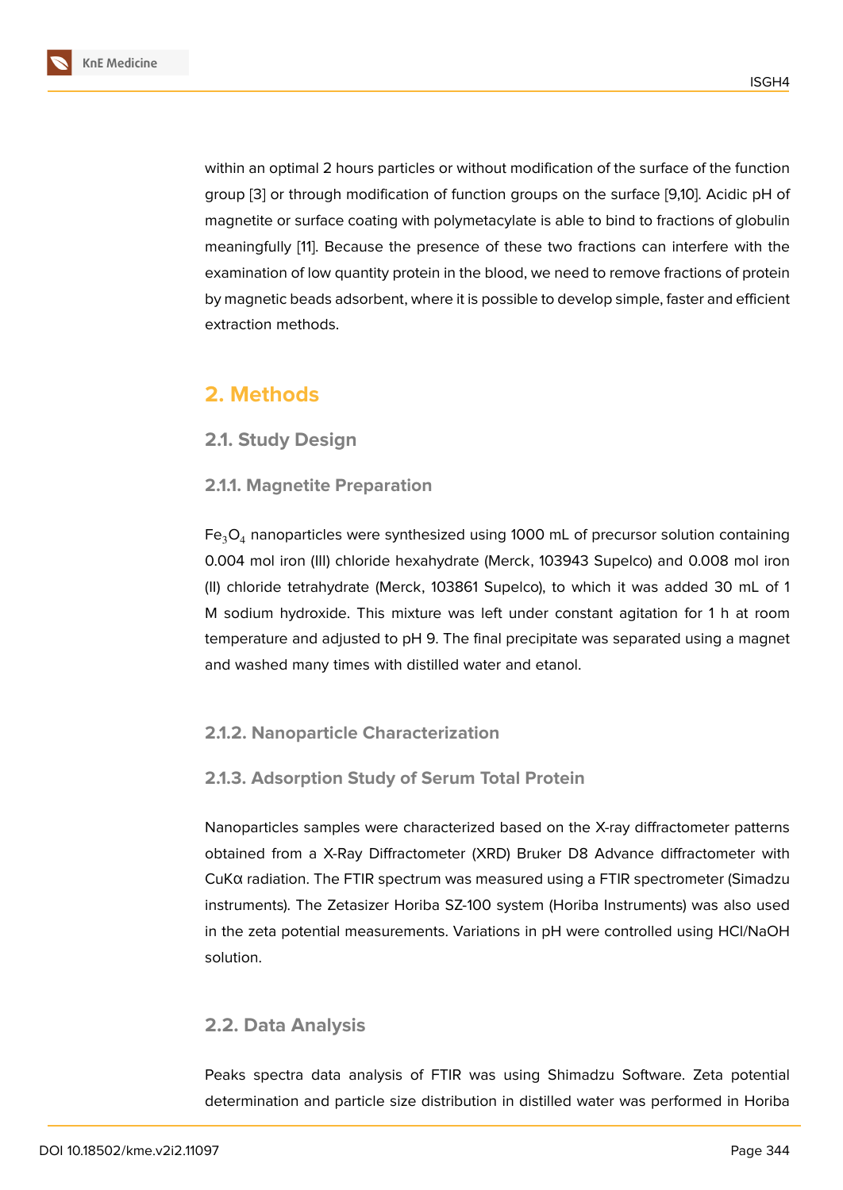within an optimal 2 hours particles or without modification of the surface of the function group [3] or through modification of function groups on the surface [9,10]. Acidic pH of magnetite or surface coating with polymetacylate is able to bind to fractions of globulin meaningfully [11]. Because the presence of these two fractions can interfere with the examination of low quantity protein in the blood, we need to remove fractions of protein by magnetic beads adsorbent, where it is possible to develop simple, faster and efficient extraction methods.

## 2. Methods

### 2.1. Study Design

#### 2.1.1. Magnetite Preparation

$Fe_3O_4$ nanoparticles were synthesized using 1000 mL of precursor solution containing 0.004 mol iron (III) chloride hexahydrate (Merck, 103943 Supelco) and 0.008 mol iron (II) chloride tetrahydrate (Merck, 103861 Supelco), to which it was added 30 mL of 1 M sodium hydroxide. This mixture was left under constant agitation for 1 h at room temperature and adjusted to pH 9. The final precipitate was separated using a magnet and washed many times with distilled water and etanol.

#### 2.1.2. Nanoparticle Characterization

#### 2.1.3. Adsorption Study of Serum Total Protein

Nanoparticles samples were characterized based on the X-ray diffractometer patterns obtained from a X-Ray Diffractometer (XRD) Bruker D8 Advance diffractometer with CuKα radiation. The FTIR spectrum was measured using a FTIR spectrometer (Simadzu instruments). The Zetasizer Horiba SZ-100 system (Horiba Instruments) was also used in the zeta potential measurements. Variations in pH were controlled using HCl/NaOH solution.

### 2.2. Data Analysis

Peaks spectra data analysis of FTIR was using Shimadzu Software. Zeta potential determination and particle size distribution in distilled water was performed in Horiba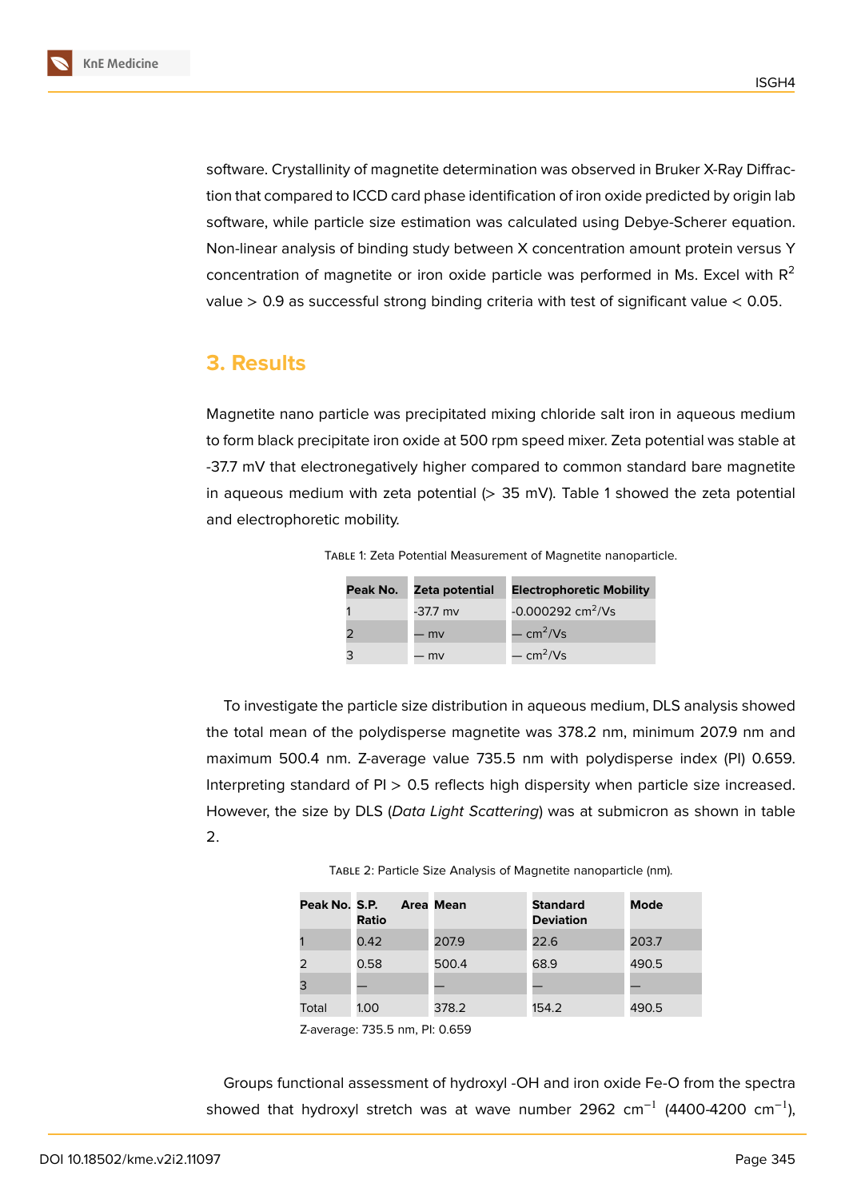software. Crystallinity of magnetite determination was observed in Bruker X-Ray Diffraction that compared to ICCD card phase identification of iron oxide predicted by origin lab software, while particle size estimation was calculated using Debye-Scherer equation. Non-linear analysis of binding study between X concentration amount protein versus Y concentration of magnetite or iron oxide particle was performed in Ms. Excel with $R^2$ value > 0.9 as successful strong binding criteria with test of significant value < 0.05.

## 3. Results

Magnetite nano particle was precipitated mixing chloride salt iron in aqueous medium to form black precipitate iron oxide at 500 rpm speed mixer. Zeta potential was stable at -37.7 mV that electronegatively higher compared to common standard bare magnetite in aqueous medium with zeta potential (> 35 mV). Table 1 showed the zeta potential and electrophoretic mobility.

Table 1: Zeta Potential Measurement of Magnetite nanoparticle.

| Peak No. | Zeta potential | Electrophoretic Mobility |
|---|---|---|
| 1 | -37.7 mv | -0.000292 $cm^2/Vs$ |
| 2 | — mv | — $cm^2/Vs$ |
| 3 | — mv | — $cm^2/Vs$ |

To investigate the particle size distribution in aqueous medium, DLS analysis showed the total mean of the polydisperse magnetite was 378.2 nm, minimum 207.9 nm and maximum 500.4 nm. Z-average value 735.5 nm with polydisperse index (PI) 0.659. Interpreting standard of PI > 0.5 reflects high dispersity when particle size increased. However, the size by DLS (*Data Light Scattering*) was at submicron as shown in table 2.

Table 2: Particle Size Analysis of Magnetite nanoparticle (nm).

| Peak No. | S.P. Area Ratio | Mean | Standard Deviation | Mode |
|---|---|---|---|---|
| 1 | 0.42 | 207.9 | 22.6 | 203.7 |
| 2 | 0.58 | 500.4 | 68.9 | 490.5 |
| 3 | — | — | — | — |
| Total | 1.00 | 378.2 | 154.2 | 490.5 |

Z-average: 735.5 nm, PI: 0.659

Groups functional assessment of hydroxyl -OH and iron oxide Fe-O from the spectra showed that hydroxyl stretch was at wave number 2962 $cm^{-1}$ (4400-4200 $cm^{-1}$),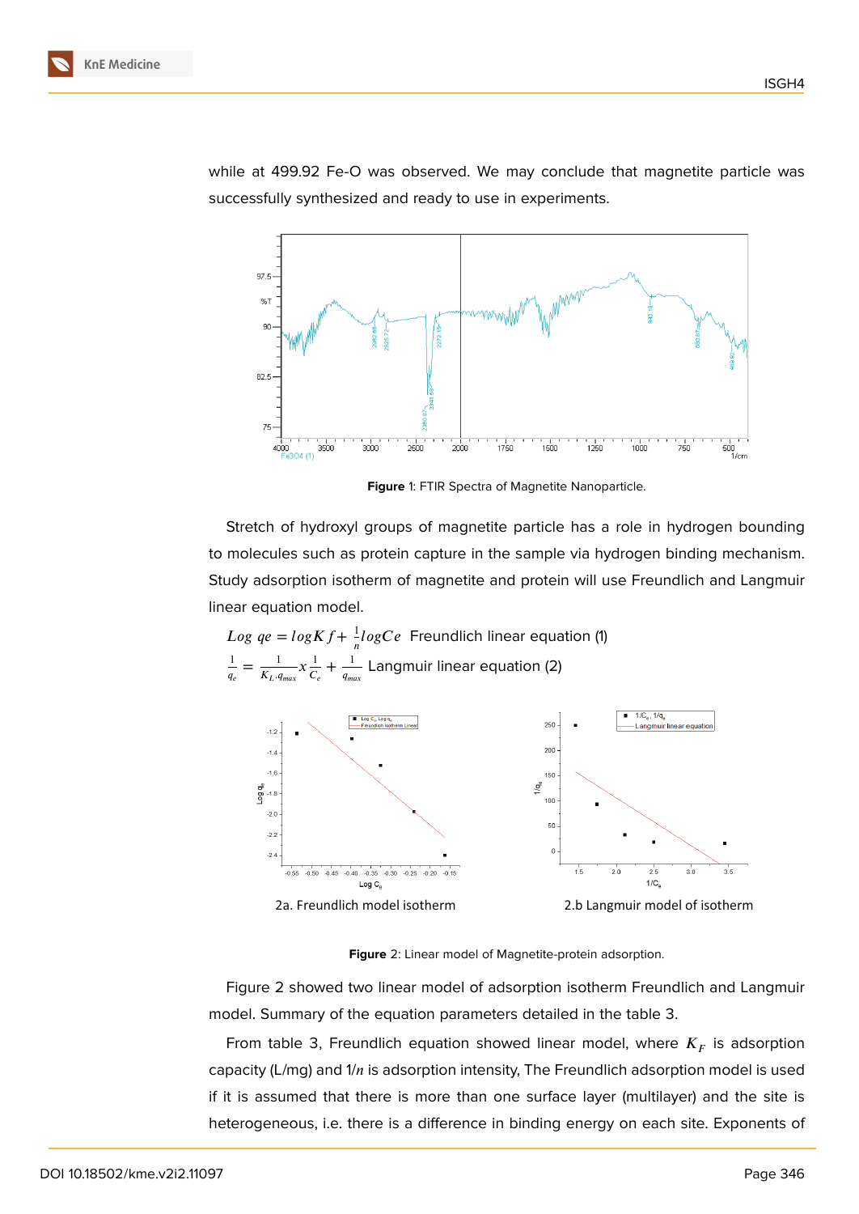while at 499.92 Fe-O was observed. We may conclude that magnetite particle was successfully synthesized and ready to use in experiments.

**Figure** 1: FTIR Spectra of Magnetite Nanoparticle.

Stretch of hydroxyl groups of magnetite particle has a role in hydrogen bounding to molecules such as protein capture in the sample via hydrogen binding mechanism. Study adsorption isotherm of magnetite and protein will use Freundlich and Langmuir linear equation model.

$Log\ qe = logKf + \frac{1}{n} logCe$ Freundlich linear equation (1)

$\frac{1}{q_e} = \frac{1}{K_L.q_{max}} x \frac{1}{C_e} + \frac{1}{q_{max}}$ Langmuir linear equation (2)

2a. Freundlich model isotherm

2.b Langmuir model of isotherm

**Figure** 2: Linear model of Magnetite-protein adsorption.

Figure 2 showed two linear model of adsorption isotherm Freundlich and Langmuir model. Summary of the equation parameters detailed in the table 3.

From table 3, Freundlich equation showed linear model, where $K_F$ is adsorption capacity (L/mg) and $1/n$ is adsorption intensity, The Freundlich adsorption model is used if it is assumed that there is more than one surface layer (multilayer) and the site is heterogeneous, i.e. there is a difference in binding energy on each site. Exponents of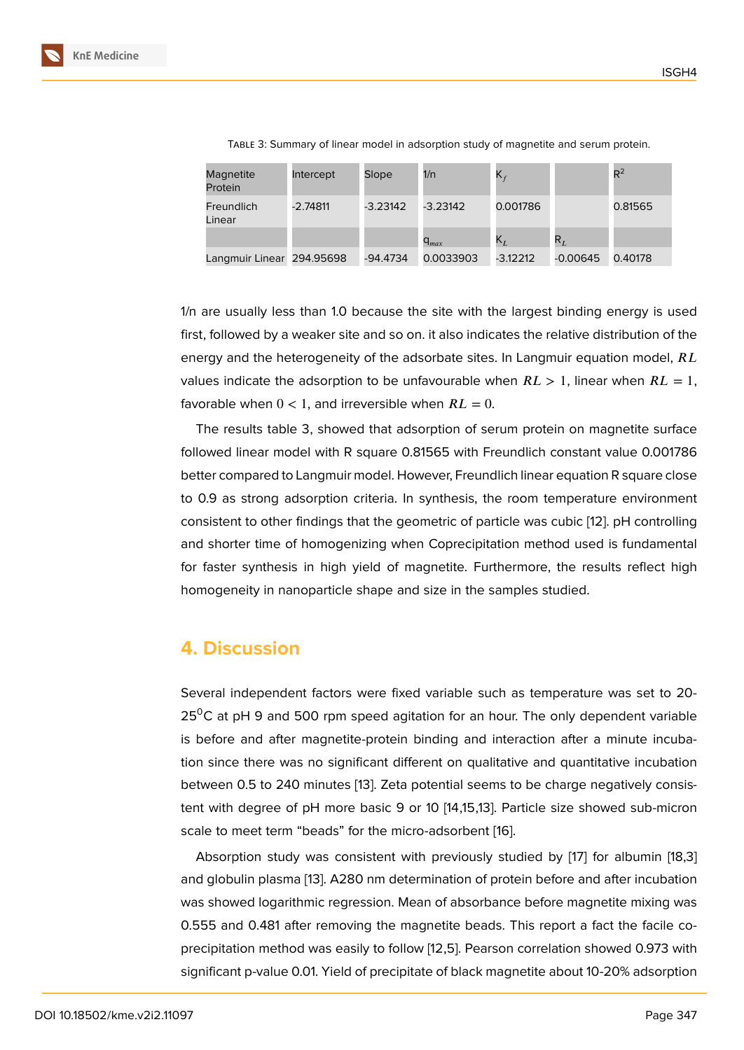Table 3: Summary of linear model in adsorption study of magnetite and serum protein.

| Magnetite Protein | Intercept | Slope | 1/n | $K_f$ | | $R^2$ |
|---|---|---|---|---|---|---|
| Freundlich Linear | -2.74811 | -3.23142 | -3.23142 | 0.001786 | | 0.81565 |
| | | | $q_{max}$ | $K_L$ | $R_L$ | |
| Langmuir Linear | 294.95698 | -94.4734 | 0.0033903 | -3.12212 | -0.00645 | 0.40178 |

1/n are usually less than 1.0 because the site with the largest binding energy is used first, followed by a weaker site and so on. it also indicates the relative distribution of the energy and the heterogeneity of the adsorbate sites. In Langmuir equation model, $RL$ values indicate the adsorption to be unfavourable when $RL > 1$, linear when $RL = 1$, favorable when $0 < 1$, and irreversible when $RL = 0$.

The results table 3, showed that adsorption of serum protein on magnetite surface followed linear model with R square 0.81565 with Freundlich constant value 0.001786 better compared to Langmuir model. However, Freundlich linear equation R square close to 0.9 as strong adsorption criteria. In synthesis, the room temperature environment consistent to other findings that the geometric of particle was cubic [12]. pH controlling and shorter time of homogenizing when Coprecipitation method used is fundamental for faster synthesis in high yield of magnetite. Furthermore, the results reflect high homogeneity in nanoparticle shape and size in the samples studied.

## 4. Discussion

Several independent factors were fixed variable such as temperature was set to 20-25$^0$C at pH 9 and 500 rpm speed agitation for an hour. The only dependent variable is before and after magnetite-protein binding and interaction after a minute incubation since there was no significant different on qualitative and quantitative incubation between 0.5 to 240 minutes [13]. Zeta potential seems to be charge negatively consistent with degree of pH more basic 9 or 10 [14,15,13]. Particle size showed sub-micron scale to meet term “beads” for the micro-adsorbent [16].

Absorption study was consistent with previously studied by [17] for albumin [18,3] and globulin plasma [13]. A280 nm determination of protein before and after incubation was showed logarithmic regression. Mean of absorbance before magnetite mixing was 0.555 and 0.481 after removing the magnetite beads. This report a fact the facile co-precipitation method was easily to follow [12,5]. Pearson correlation showed 0.973 with significant p-value 0.01. Yield of precipitate of black magnetite about 10-20% adsorption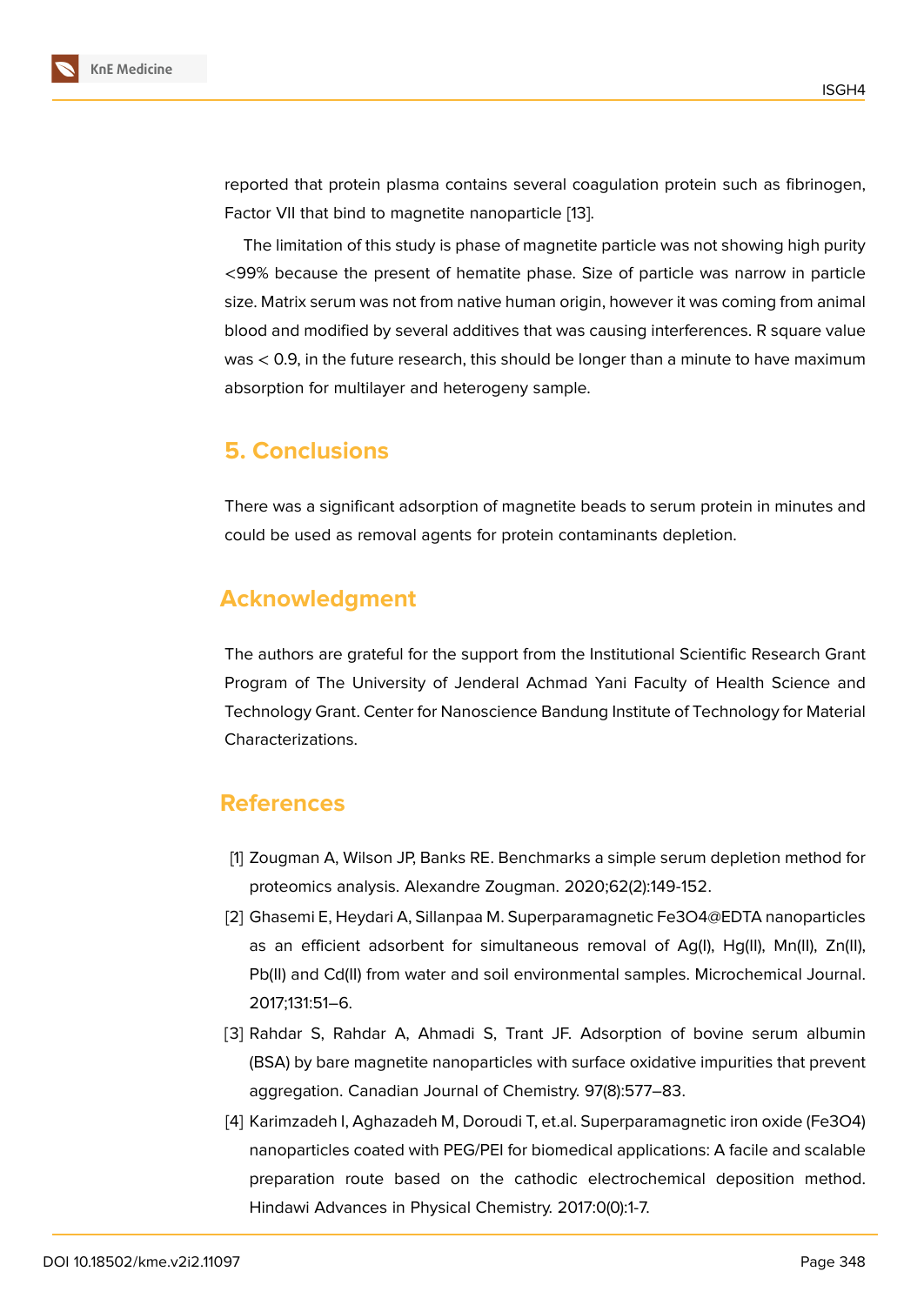reported that protein plasma contains several coagulation protein such as fibrinogen, Factor VII that bind to magnetite nanoparticle [13].

The limitation of this study is phase of magnetite particle was not showing high purity <99% because the present of hematite phase. Size of particle was narrow in particle size. Matrix serum was not from native human origin, however it was coming from animal blood and modified by several additives that was causing interferences. R square value was < 0.9, in the future research, this should be longer than a minute to have maximum absorption for multilayer and heterogeny sample.

## 5. Conclusions

There was a significant adsorption of magnetite beads to serum protein in minutes and could be used as removal agents for protein contaminants depletion.

## Acknowledgment

The authors are grateful for the support from the Institutional Scientific Research Grant Program of The University of Jenderal Achmad Yani Faculty of Health Science and Technology Grant. Center for Nanoscience Bandung Institute of Technology for Material Characterizations.

## References

[1] Zougman A, Wilson JP, Banks RE. Benchmarks a simple serum depletion method for proteomics analysis. Alexandre Zougman. 2020;62(2):149-152.

[2] Ghasemi E, Heydari A, Sillanpaa M. Superparamagnetic $Fe_3O_4$@EDTA nanoparticles as an efficient adsorbent for simultaneous removal of Ag(I), Hg(II), Mn(II), Zn(II), Pb(II) and Cd(II) from water and soil environmental samples. Microchemical Journal. 2017;131:51–6.

[3] Rahdar S, Rahdar A, Ahmadi S, Trant JF. Adsorption of bovine serum albumin (BSA) by bare magnetite nanoparticles with surface oxidative impurities that prevent aggregation. Canadian Journal of Chemistry. 97(8):577–83.

[4] Karimzadeh I, Aghazadeh M, Doroudi T, et.al. Superparamagnetic iron oxide ($Fe_3O_4$) nanoparticles coated with PEG/PEI for biomedical applications: A facile and scalable preparation route based on the cathodic electrochemical deposition method. Hindawi Advances in Physical Chemistry. 2017:0(0):1-7.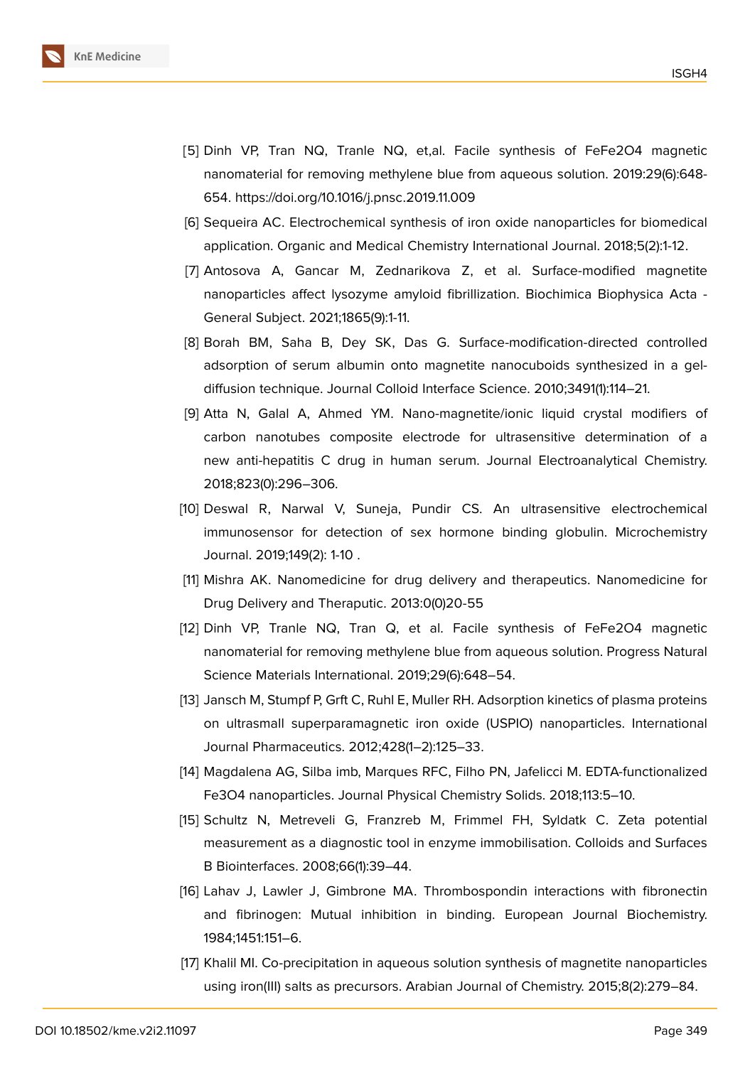[5] Dinh VP, Tran NQ, Tranle NQ, et,al. Facile synthesis of FeFe2O4 magnetic nanomaterial for removing methylene blue from aqueous solution. 2019:29(6):648-654. https://doi.org/10.1016/j.pnsc.2019.11.009

[6] Sequeira AC. Electrochemical synthesis of iron oxide nanoparticles for biomedical application. Organic and Medical Chemistry International Journal. 2018;5(2):1-12.

[7] Antosova A, Gancar M, Zednarikova Z, et al. Surface-modified magnetite nanoparticles affect lysozyme amyloid fibrillization. Biochimica Biophysica Acta - General Subject. 2021;1865(9):1-11.

[8] Borah BM, Saha B, Dey SK, Das G. Surface-modification-directed controlled adsorption of serum albumin onto magnetite nanocuboids synthesized in a gel-diffusion technique. Journal Colloid Interface Science. 2010;3491(1):114–21.

[9] Atta N, Galal A, Ahmed YM. Nano-magnetite/ionic liquid crystal modifiers of carbon nanotubes composite electrode for ultrasensitive determination of a new anti-hepatitis C drug in human serum. Journal Electroanalytical Chemistry. 2018;823(0):296–306.

[10] Deswal R, Narwal V, Suneja, Pundir CS. An ultrasensitive electrochemical immunosensor for detection of sex hormone binding globulin. Microchemistry Journal. 2019;149(2): 1-10 .

[11] Mishra AK. Nanomedicine for drug delivery and therapeutics. Nanomedicine for Drug Delivery and Theraputic. 2013:0(0)20-55

[12] Dinh VP, Tranle NQ, Tran Q, et al. Facile synthesis of FeFe2O4 magnetic nanomaterial for removing methylene blue from aqueous solution. Progress Natural Science Materials International. 2019;29(6):648–54.

[13] Jansch M, Stumpf P, Grft C, Ruhl E, Muller RH. Adsorption kinetics of plasma proteins on ultrasmall superparamagnetic iron oxide (USPIO) nanoparticles. International Journal Pharmaceutics. 2012;428(1–2):125–33.

[14] Magdalena AG, Silba imb, Marques RFC, Filho PN, Jafelicci M. EDTA-functionalized Fe3O4 nanoparticles. Journal Physical Chemistry Solids. 2018;113:5–10.

[15] Schultz N, Metreveli G, Franzreb M, Frimmel FH, Syldatk C. Zeta potential measurement as a diagnostic tool in enzyme immobilisation. Colloids and Surfaces B Biointerfaces. 2008;66(1):39–44.

[16] Lahav J, Lawler J, Gimbrone MA. Thrombospondin interactions with fibronectin and fibrinogen: Mutual inhibition in binding. European Journal Biochemistry. 1984;1451:151–6.

[17] Khalil MI. Co-precipitation in aqueous solution synthesis of magnetite nanoparticles using iron(III) salts as precursors. Arabian Journal of Chemistry. 2015;8(2):279–84.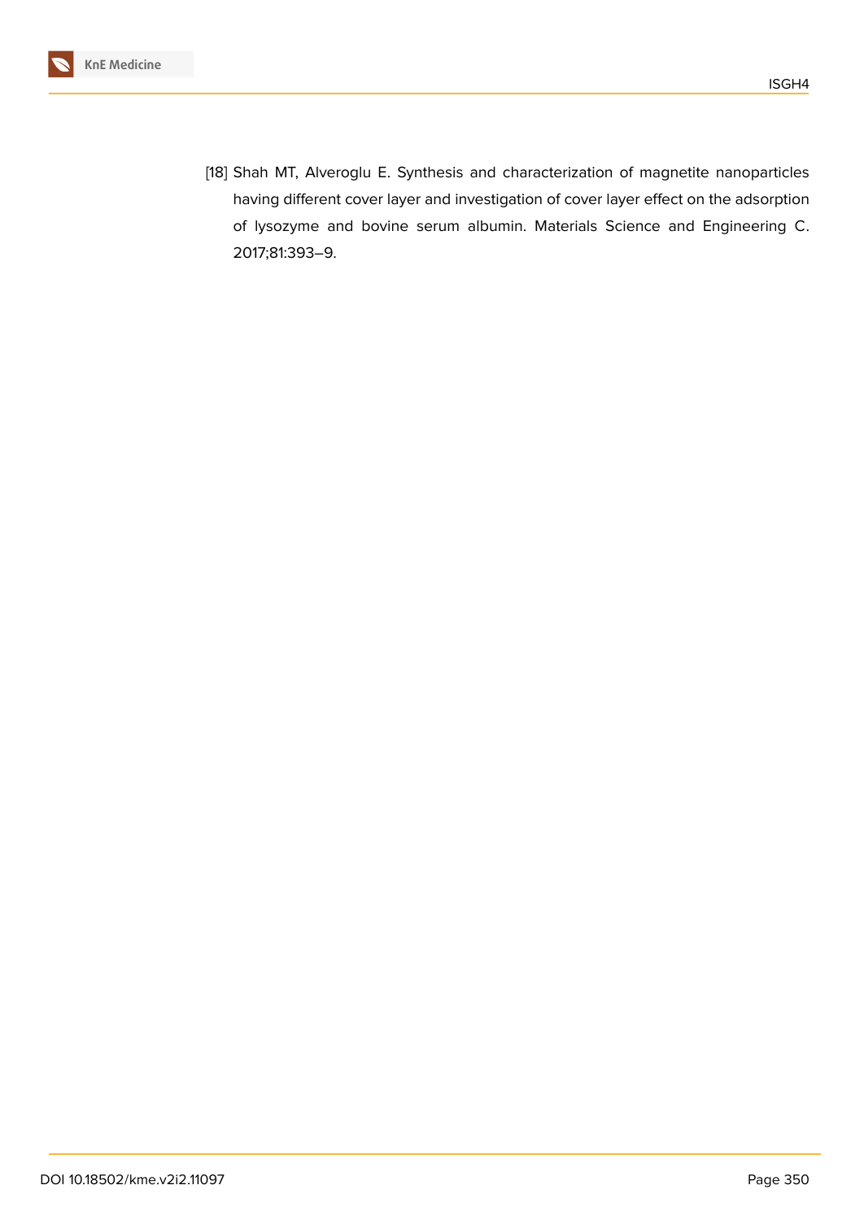[18] Shah MT, Alveroglu E. Synthesis and characterization of magnetite nanoparticles having different cover layer and investigation of cover layer effect on the adsorption of lysozyme and bovine serum albumin. Materials Science and Engineering C. 2017;81:393–9.